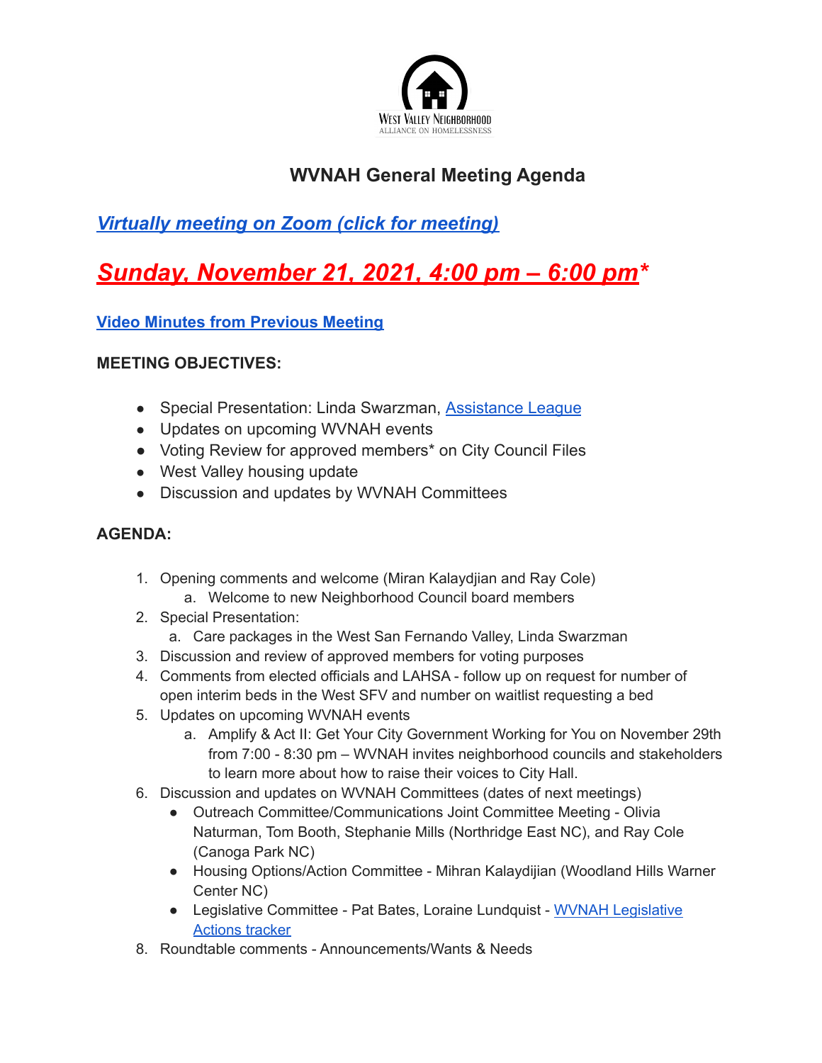West Valley Neighborhood
ALLIANCE ON HOMELESSNESS

# WVNAH General Meeting Agenda

## ***Virtually meeting on Zoom (click for meeting)***

# ***Sunday, November 21, 2021, 4:00 pm – 6:00 pm****

**Video Minutes from Previous Meeting**

### MEETING OBJECTIVES:

- Special Presentation: Linda Swarzman, Assistance League
- Updates on upcoming WVNAH events
- Voting Review for approved members* on City Council Files
- West Valley housing update
- Discussion and updates by WVNAH Committees

### AGENDA:

1. Opening comments and welcome (Miran Kalaydjian and Ray Cole)
   a. Welcome to new Neighborhood Council board members
2. Special Presentation:
   a. Care packages in the West San Fernando Valley, Linda Swarzman
3. Discussion and review of approved members for voting purposes
4. Comments from elected officials and LAHSA - follow up on request for number of open interim beds in the West SFV and number on waitlist requesting a bed
5. Updates on upcoming WVNAH events
   a. Amplify & Act II: Get Your City Government Working for You on November 29th from 7:00 - 8:30 pm – WVNAH invites neighborhood councils and stakeholders to learn more about how to raise their voices to City Hall.
6. Discussion and updates on WVNAH Committees (dates of next meetings)
   - Outreach Committee/Communications Joint Committee Meeting - Olivia Naturman, Tom Booth, Stephanie Mills (Northridge East NC), and Ray Cole (Canoga Park NC)
   - Housing Options/Action Committee - Mihran Kalaydjian (Woodland Hills Warner Center NC)
   - Legislative Committee - Pat Bates, Loraine Lundquist - WVNAH Legislative Actions tracker
8. Roundtable comments - Announcements/Wants & Needs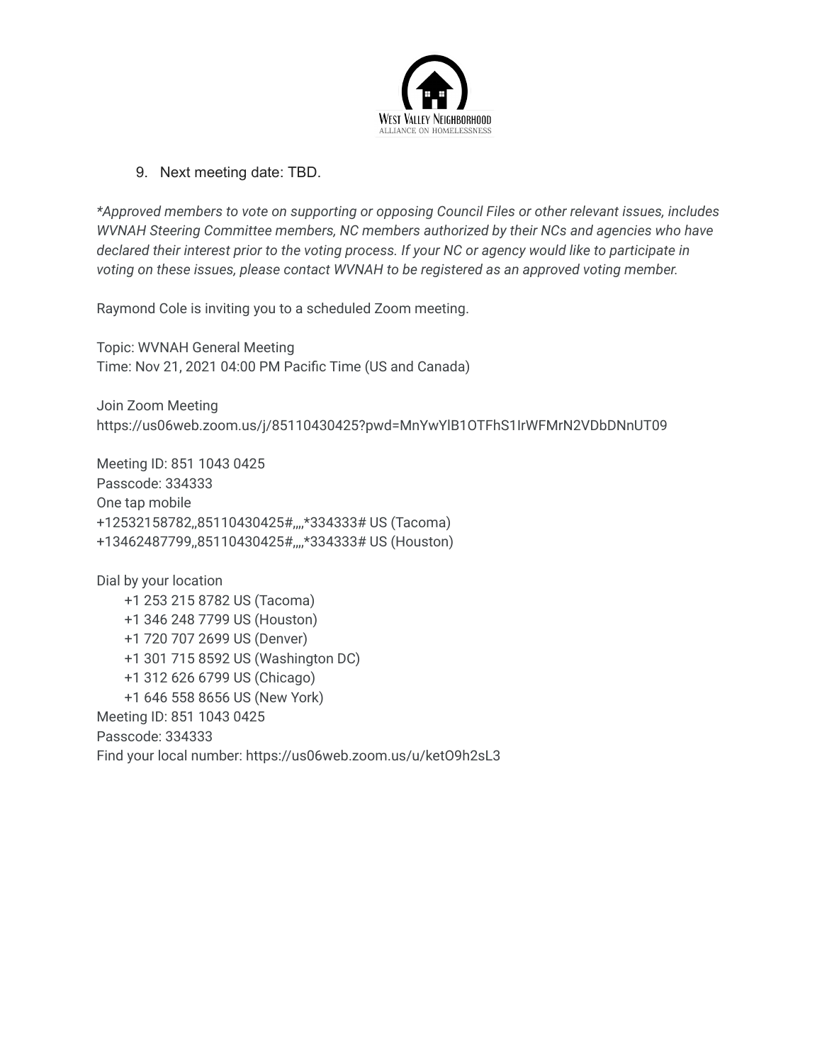9. Next meeting date: TBD.

*\*Approved members to vote on supporting or opposing Council Files or other relevant issues, includes WVNAH Steering Committee members, NC members authorized by their NCs and agencies who have declared their interest prior to the voting process. If your NC or agency would like to participate in voting on these issues, please contact WVNAH to be registered as an approved voting member.*

Raymond Cole is inviting you to a scheduled Zoom meeting.

Topic: WVNAH General Meeting
Time: Nov 21, 2021 04:00 PM Pacific Time (US and Canada)

Join Zoom Meeting
https://us06web.zoom.us/j/85110430425?pwd=MnYwYlB1OTFhS1IrWFMrN2VDbDNnUT09

Meeting ID: 851 1043 0425
Passcode: 334333
One tap mobile
+12532158782,,85110430425#,,,,*334333# US (Tacoma)
+13462487799,,85110430425#,,,,*334333# US (Houston)

Dial by your location
- +1 253 215 8782 US (Tacoma)
- +1 346 248 7799 US (Houston)
- +1 720 707 2699 US (Denver)
- +1 301 715 8592 US (Washington DC)
- +1 312 626 6799 US (Chicago)
- +1 646 558 8656 US (New York)

Meeting ID: 851 1043 0425
Passcode: 334333
Find your local number: https://us06web.zoom.us/u/ketO9h2sL3